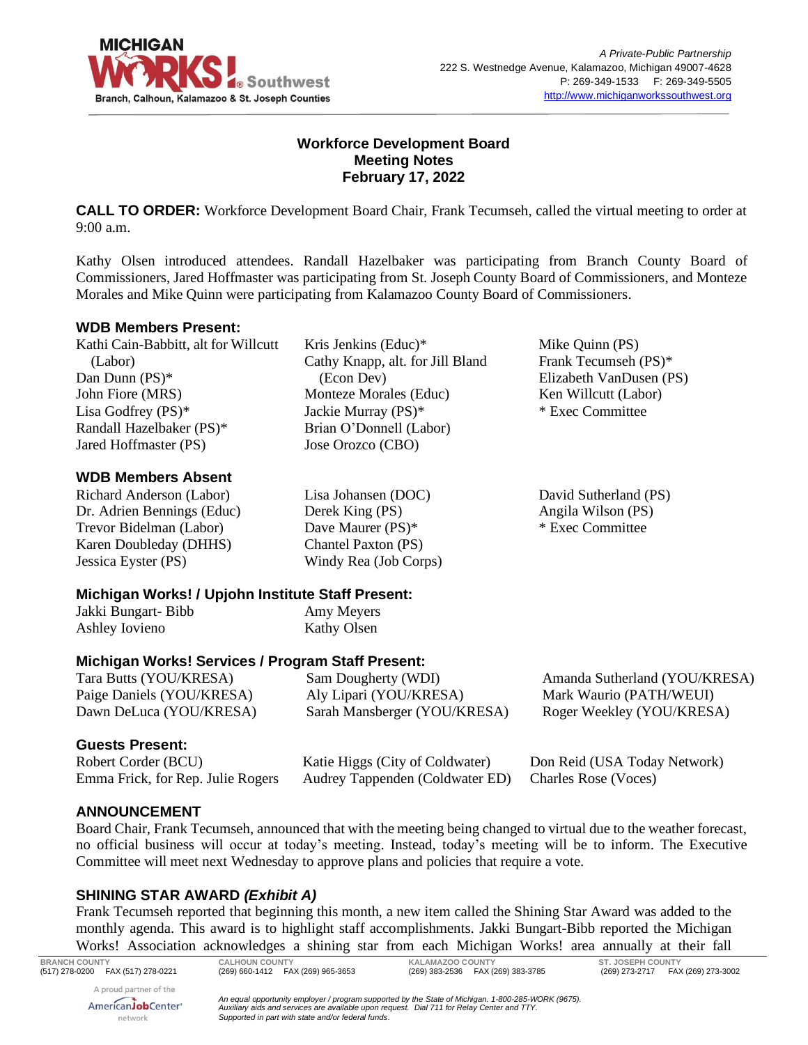# Workforce Development Board
## Meeting Notes
## February 17, 2022

**CALL TO ORDER:** Workforce Development Board Chair, Frank Tecumseh, called the virtual meeting to order at 9:00 a.m.

Kathy Olsen introduced attendees. Randall Hazelbaker was participating from Branch County Board of Commissioners, Jared Hoffmaster was participating from St. Joseph County Board of Commissioners, and Monteze Morales and Mike Quinn were participating from Kalamazoo County Board of Commissioners.

### WDB Members Present:

Kathi Cain-Babbitt, alt for Willcutt (Labor)
Dan Dunn (PS)*
John Fiore (MRS)
Lisa Godfrey (PS)*
Randall Hazelbaker (PS)*
Jared Hoffmaster (PS)
Kris Jenkins (Educ)*
Cathy Knapp, alt. for Jill Bland (Econ Dev)
Monteze Morales (Educ)
Jackie Murray (PS)*
Brian O'Donnell (Labor)
Jose Orozco (CBO)
Mike Quinn (PS)
Frank Tecumseh (PS)*
Elizabeth VanDusen (PS)
Ken Willcutt (Labor)
\* Exec Committee

### WDB Members Absent

Richard Anderson (Labor)
Dr. Adrien Bennings (Educ)
Trevor Bidelman (Labor)
Karen Doubleday (DHHS)
Jessica Eyster (PS)
Lisa Johansen (DOC)
Derek King (PS)
Dave Maurer (PS)*
Chantel Paxton (PS)
Windy Rea (Job Corps)
David Sutherland (PS)
Angila Wilson (PS)
\* Exec Committee

### Michigan Works! / Upjohn Institute Staff Present:

Jakki Bungart- Bibb
Ashley Iovieno
Amy Meyers
Kathy Olsen

### Michigan Works! Services / Program Staff Present:

Tara Butts (YOU/KRESA)
Paige Daniels (YOU/KRESA)
Dawn DeLuca (YOU/KRESA)
Sam Dougherty (WDI)
Aly Lipari (YOU/KRESA)
Sarah Mansberger (YOU/KRESA)
Amanda Sutherland (YOU/KRESA)
Mark Waurio (PATH/WEUI)
Roger Weekley (YOU/KRESA)

### Guests Present:

Robert Corder (BCU)
Emma Frick, for Rep. Julie Rogers
Katie Higgs (City of Coldwater)
Audrey Tappenden (Coldwater ED)
Don Reid (USA Today Network)
Charles Rose (Voces)

### ANNOUNCEMENT

Board Chair, Frank Tecumseh, announced that with the meeting being changed to virtual due to the weather forecast, no official business will occur at today's meeting. Instead, today's meeting will be to inform. The Executive Committee will meet next Wednesday to approve plans and policies that require a vote.

### SHINING STAR AWARD *(Exhibit A)*

Frank Tecumseh reported that beginning this month, a new item called the Shining Star Award was added to the monthly agenda. This award is to highlight staff accomplishments. Jakki Bungart-Bibb reported the Michigan Works! Association acknowledges a shining star from each Michigan Works! area annually at their fall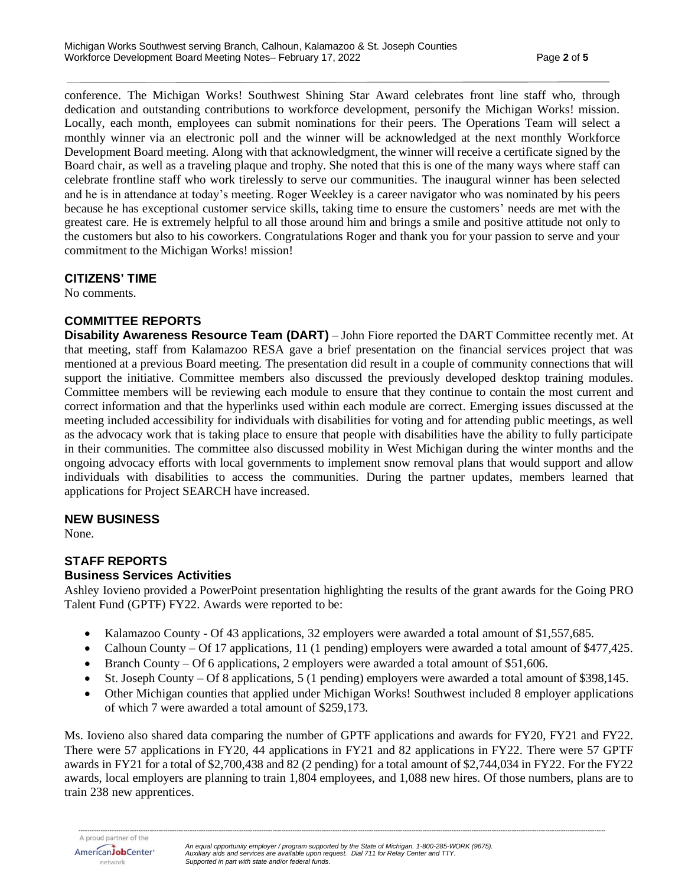conference. The Michigan Works! Southwest Shining Star Award celebrates front line staff who, through dedication and outstanding contributions to workforce development, personify the Michigan Works! mission. Locally, each month, employees can submit nominations for their peers. The Operations Team will select a monthly winner via an electronic poll and the winner will be acknowledged at the next monthly Workforce Development Board meeting. Along with that acknowledgment, the winner will receive a certificate signed by the Board chair, as well as a traveling plaque and trophy. She noted that this is one of the many ways where staff can celebrate frontline staff who work tirelessly to serve our communities. The inaugural winner has been selected and he is in attendance at today's meeting. Roger Weekley is a career navigator who was nominated by his peers because he has exceptional customer service skills, taking time to ensure the customers' needs are met with the greatest care. He is extremely helpful to all those around him and brings a smile and positive attitude not only to the customers but also to his coworkers. Congratulations Roger and thank you for your passion to serve and your commitment to the Michigan Works! mission!

## CITIZENS' TIME

No comments.

## COMMITTEE REPORTS

**Disability Awareness Resource Team (DART)** – John Fiore reported the DART Committee recently met. At that meeting, staff from Kalamazoo RESA gave a brief presentation on the financial services project that was mentioned at a previous Board meeting. The presentation did result in a couple of community connections that will support the initiative. Committee members also discussed the previously developed desktop training modules. Committee members will be reviewing each module to ensure that they continue to contain the most current and correct information and that the hyperlinks used within each module are correct. Emerging issues discussed at the meeting included accessibility for individuals with disabilities for voting and for attending public meetings, as well as the advocacy work that is taking place to ensure that people with disabilities have the ability to fully participate in their communities. The committee also discussed mobility in West Michigan during the winter months and the ongoing advocacy efforts with local governments to implement snow removal plans that would support and allow individuals with disabilities to access the communities. During the partner updates, members learned that applications for Project SEARCH have increased.

## NEW BUSINESS

None.

## STAFF REPORTS

### Business Services Activities

Ashley Iovieno provided a PowerPoint presentation highlighting the results of the grant awards for the Going PRO Talent Fund (GPTF) FY22. Awards were reported to be:

- Kalamazoo County - Of 43 applications, 32 employers were awarded a total amount of $1,557,685.
- Calhoun County – Of 17 applications, 11 (1 pending) employers were awarded a total amount of $477,425.
- Branch County – Of 6 applications, 2 employers were awarded a total amount of $51,606.
- St. Joseph County – Of 8 applications, 5 (1 pending) employers were awarded a total amount of $398,145.
- Other Michigan counties that applied under Michigan Works! Southwest included 8 employer applications of which 7 were awarded a total amount of $259,173.

Ms. Iovieno also shared data comparing the number of GPTF applications and awards for FY20, FY21 and FY22. There were 57 applications in FY20, 44 applications in FY21 and 82 applications in FY22. There were 57 GPTF awards in FY21 for a total of $2,700,438 and 82 (2 pending) for a total amount of $2,744,034 in FY22. For the FY22 awards, local employers are planning to train 1,804 employees, and 1,088 new hires. Of those numbers, plans are to train 238 new apprentices.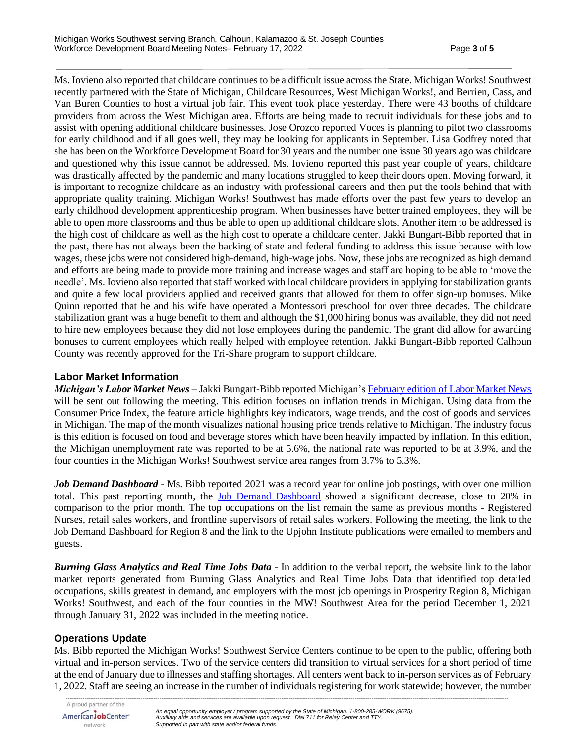Ms. Iovieno also reported that childcare continues to be a difficult issue across the State. Michigan Works! Southwest recently partnered with the State of Michigan, Childcare Resources, West Michigan Works!, and Berrien, Cass, and Van Buren Counties to host a virtual job fair. This event took place yesterday. There were 43 booths of childcare providers from across the West Michigan area. Efforts are being made to recruit individuals for these jobs and to assist with opening additional childcare businesses. Jose Orozco reported Voces is planning to pilot two classrooms for early childhood and if all goes well, they may be looking for applicants in September. Lisa Godfrey noted that she has been on the Workforce Development Board for 30 years and the number one issue 30 years ago was childcare and questioned why this issue cannot be addressed. Ms. Iovieno reported this past year couple of years, childcare was drastically affected by the pandemic and many locations struggled to keep their doors open. Moving forward, it is important to recognize childcare as an industry with professional careers and then put the tools behind that with appropriate quality training. Michigan Works! Southwest has made efforts over the past few years to develop an early childhood development apprenticeship program. When businesses have better trained employees, they will be able to open more classrooms and thus be able to open up additional childcare slots. Another item to be addressed is the high cost of childcare as well as the high cost to operate a childcare center. Jakki Bungart-Bibb reported that in the past, there has not always been the backing of state and federal funding to address this issue because with low wages, these jobs were not considered high-demand, high-wage jobs. Now, these jobs are recognized as high demand and efforts are being made to provide more training and increase wages and staff are hoping to be able to 'move the needle'. Ms. Iovieno also reported that staff worked with local childcare providers in applying for stabilization grants and quite a few local providers applied and received grants that allowed for them to offer sign-up bonuses. Mike Quinn reported that he and his wife have operated a Montessori preschool for over three decades. The childcare stabilization grant was a huge benefit to them and although the $1,000 hiring bonus was available, they did not need to hire new employees because they did not lose employees during the pandemic. The grant did allow for awarding bonuses to current employees which really helped with employee retention. Jakki Bungart-Bibb reported Calhoun County was recently approved for the Tri-Share program to support childcare.

## Labor Market Information

***Michigan's Labor Market News*** – Jakki Bungart-Bibb reported Michigan's February edition of Labor Market News will be sent out following the meeting. This edition focuses on inflation trends in Michigan. Using data from the Consumer Price Index, the feature article highlights key indicators, wage trends, and the cost of goods and services in Michigan. The map of the month visualizes national housing price trends relative to Michigan. The industry focus is this edition is focused on food and beverage stores which have been heavily impacted by inflation. In this edition, the Michigan unemployment rate was reported to be at 5.6%, the national rate was reported to be at 3.9%, and the four counties in the Michigan Works! Southwest service area ranges from 3.7% to 5.3%.

***Job Demand Dashboard*** - Ms. Bibb reported 2021 was a record year for online job postings, with over one million total. This past reporting month, the Job Demand Dashboard showed a significant decrease, close to 20% in comparison to the prior month. The top occupations on the list remain the same as previous months - Registered Nurses, retail sales workers, and frontline supervisors of retail sales workers. Following the meeting, the link to the Job Demand Dashboard for Region 8 and the link to the Upjohn Institute publications were emailed to members and guests.

***Burning Glass Analytics and Real Time Jobs Data*** - In addition to the verbal report, the website link to the labor market reports generated from Burning Glass Analytics and Real Time Jobs Data that identified top detailed occupations, skills greatest in demand, and employers with the most job openings in Prosperity Region 8, Michigan Works! Southwest, and each of the four counties in the MW! Southwest Area for the period December 1, 2021 through January 31, 2022 was included in the meeting notice.

## Operations Update

Ms. Bibb reported the Michigan Works! Southwest Service Centers continue to be open to the public, offering both virtual and in-person services. Two of the service centers did transition to virtual services for a short period of time at the end of January due to illnesses and staffing shortages. All centers went back to in-person services as of February 1, 2022. Staff are seeing an increase in the number of individuals registering for work statewide; however, the number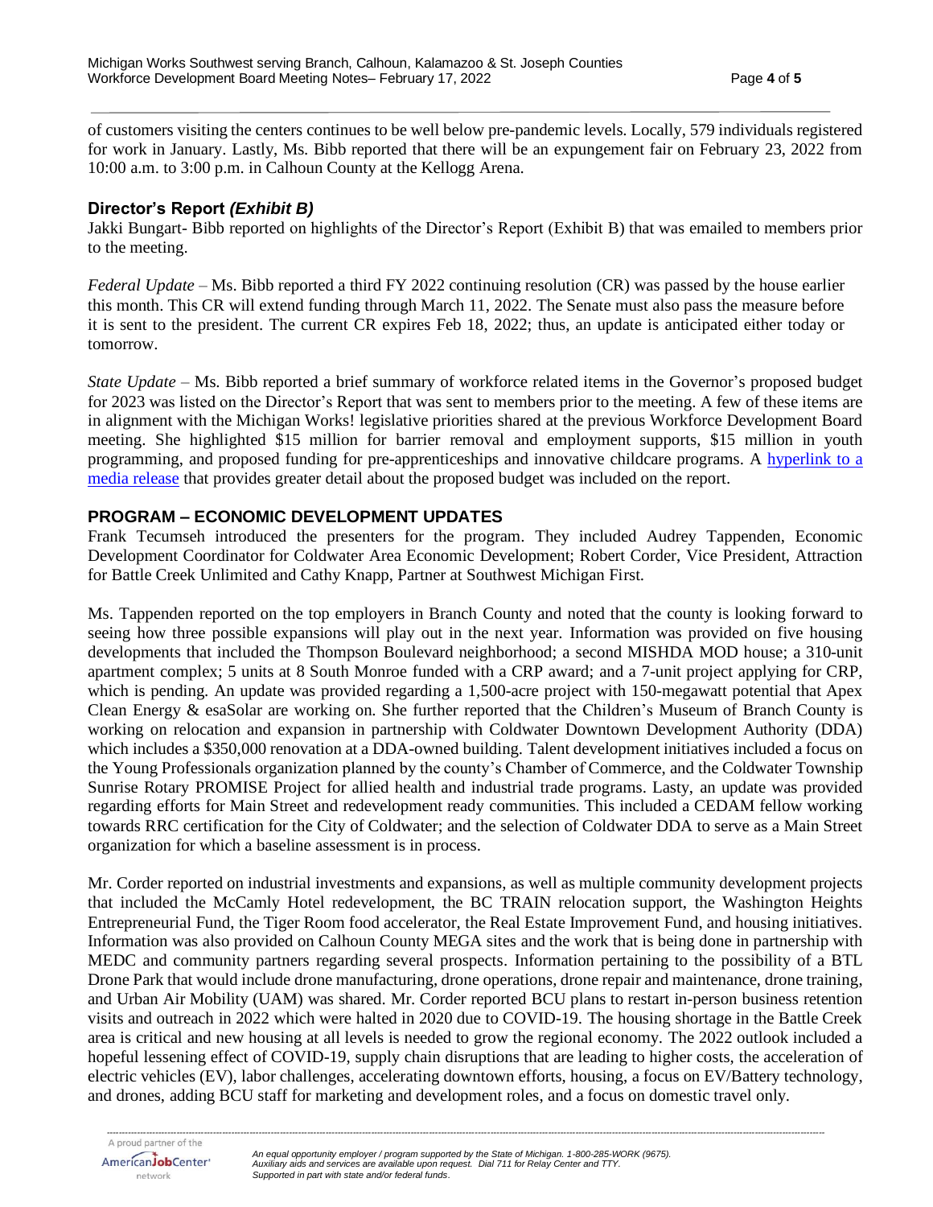of customers visiting the centers continues to be well below pre-pandemic levels. Locally, 579 individuals registered for work in January. Lastly, Ms. Bibb reported that there will be an expungement fair on February 23, 2022 from 10:00 a.m. to 3:00 p.m. in Calhoun County at the Kellogg Arena.

## Director's Report *(Exhibit B)*

Jakki Bungart- Bibb reported on highlights of the Director's Report (Exhibit B) that was emailed to members prior to the meeting.

*Federal Update* – Ms. Bibb reported a third FY 2022 continuing resolution (CR) was passed by the house earlier this month. This CR will extend funding through March 11, 2022. The Senate must also pass the measure before it is sent to the president. The current CR expires Feb 18, 2022; thus, an update is anticipated either today or tomorrow.

*State Update* – Ms. Bibb reported a brief summary of workforce related items in the Governor's proposed budget for 2023 was listed on the Director's Report that was sent to members prior to the meeting. A few of these items are in alignment with the Michigan Works! legislative priorities shared at the previous Workforce Development Board meeting. She highlighted $15 million for barrier removal and employment supports, $15 million in youth programming, and proposed funding for pre-apprenticeships and innovative childcare programs. A hyperlink to a media release that provides greater detail about the proposed budget was included on the report.

## PROGRAM – ECONOMIC DEVELOPMENT UPDATES

Frank Tecumseh introduced the presenters for the program. They included Audrey Tappenden, Economic Development Coordinator for Coldwater Area Economic Development; Robert Corder, Vice President, Attraction for Battle Creek Unlimited and Cathy Knapp, Partner at Southwest Michigan First.

Ms. Tappenden reported on the top employers in Branch County and noted that the county is looking forward to seeing how three possible expansions will play out in the next year. Information was provided on five housing developments that included the Thompson Boulevard neighborhood; a second MISHDA MOD house; a 310-unit apartment complex; 5 units at 8 South Monroe funded with a CRP award; and a 7-unit project applying for CRP, which is pending. An update was provided regarding a 1,500-acre project with 150-megawatt potential that Apex Clean Energy & esaSolar are working on. She further reported that the Children's Museum of Branch County is working on relocation and expansion in partnership with Coldwater Downtown Development Authority (DDA) which includes a $350,000 renovation at a DDA-owned building. Talent development initiatives included a focus on the Young Professionals organization planned by the county's Chamber of Commerce, and the Coldwater Township Sunrise Rotary PROMISE Project for allied health and industrial trade programs. Lasty, an update was provided regarding efforts for Main Street and redevelopment ready communities. This included a CEDAM fellow working towards RRC certification for the City of Coldwater; and the selection of Coldwater DDA to serve as a Main Street organization for which a baseline assessment is in process.

Mr. Corder reported on industrial investments and expansions, as well as multiple community development projects that included the McCamly Hotel redevelopment, the BC TRAIN relocation support, the Washington Heights Entrepreneurial Fund, the Tiger Room food accelerator, the Real Estate Improvement Fund, and housing initiatives. Information was also provided on Calhoun County MEGA sites and the work that is being done in partnership with MEDC and community partners regarding several prospects. Information pertaining to the possibility of a BTL Drone Park that would include drone manufacturing, drone operations, drone repair and maintenance, drone training, and Urban Air Mobility (UAM) was shared. Mr. Corder reported BCU plans to restart in-person business retention visits and outreach in 2022 which were halted in 2020 due to COVID-19. The housing shortage in the Battle Creek area is critical and new housing at all levels is needed to grow the regional economy. The 2022 outlook included a hopeful lessening effect of COVID-19, supply chain disruptions that are leading to higher costs, the acceleration of electric vehicles (EV), labor challenges, accelerating downtown efforts, housing, a focus on EV/Battery technology, and drones, adding BCU staff for marketing and development roles, and a focus on domestic travel only.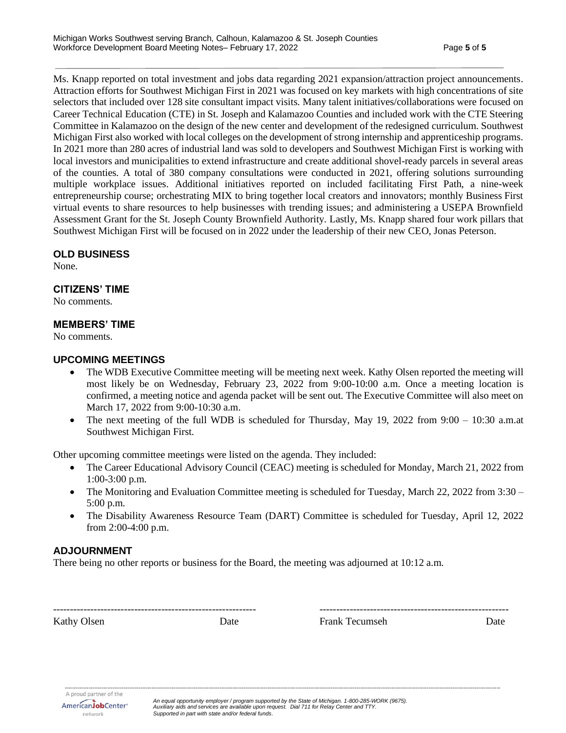Ms. Knapp reported on total investment and jobs data regarding 2021 expansion/attraction project announcements. Attraction efforts for Southwest Michigan First in 2021 was focused on key markets with high concentrations of site selectors that included over 128 site consultant impact visits. Many talent initiatives/collaborations were focused on Career Technical Education (CTE) in St. Joseph and Kalamazoo Counties and included work with the CTE Steering Committee in Kalamazoo on the design of the new center and development of the redesigned curriculum. Southwest Michigan First also worked with local colleges on the development of strong internship and apprenticeship programs. In 2021 more than 280 acres of industrial land was sold to developers and Southwest Michigan First is working with local investors and municipalities to extend infrastructure and create additional shovel-ready parcels in several areas of the counties. A total of 380 company consultations were conducted in 2021, offering solutions surrounding multiple workplace issues. Additional initiatives reported on included facilitating First Path, a nine-week entrepreneurship course; orchestrating MIX to bring together local creators and innovators; monthly Business First virtual events to share resources to help businesses with trending issues; and administering a USEPA Brownfield Assessment Grant for the St. Joseph County Brownfield Authority. Lastly, Ms. Knapp shared four work pillars that Southwest Michigan First will be focused on in 2022 under the leadership of their new CEO, Jonas Peterson.

## OLD BUSINESS

None.

## CITIZENS' TIME

No comments.

## MEMBERS' TIME

No comments.

## UPCOMING MEETINGS

- The WDB Executive Committee meeting will be meeting next week. Kathy Olsen reported the meeting will most likely be on Wednesday, February 23, 2022 from 9:00-10:00 a.m. Once a meeting location is confirmed, a meeting notice and agenda packet will be sent out. The Executive Committee will also meet on March 17, 2022 from 9:00-10:30 a.m.
- The next meeting of the full WDB is scheduled for Thursday, May 19, 2022 from 9:00 – 10:30 a.m.at Southwest Michigan First.

Other upcoming committee meetings were listed on the agenda. They included:

- The Career Educational Advisory Council (CEAC) meeting is scheduled for Monday, March 21, 2022 from 1:00-3:00 p.m.
- The Monitoring and Evaluation Committee meeting is scheduled for Tuesday, March 22, 2022 from 3:30 – 5:00 p.m.
- The Disability Awareness Resource Team (DART) Committee is scheduled for Tuesday, April 12, 2022 from 2:00-4:00 p.m.

## ADJOURNMENT

There being no other reports or business for the Board, the meeting was adjourned at 10:12 a.m.

------------------------------------------------------------ &nbsp;&nbsp;&nbsp;&nbsp; ------------------------------------------------------------

Kathy Olsen &nbsp;&nbsp;&nbsp;&nbsp; Date &nbsp;&nbsp;&nbsp;&nbsp; Frank Tecumseh &nbsp;&nbsp;&nbsp;&nbsp; Date

A proud partner of the AmericanJobCenter network

*An equal opportunity employer / program supported by the State of Michigan. 1-800-285-WORK (9675). Auxiliary aids and services are available upon request. Dial 711 for Relay Center and TTY. Supported in part with state and/or federal funds.*